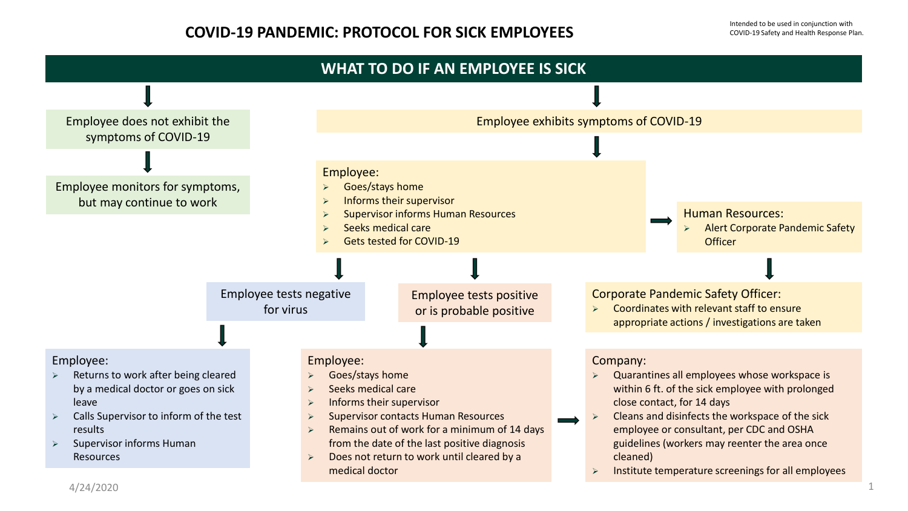# COVID-19 PANDEMIC: PROTOCOL FOR SICK EMPLOYEES

Intended to be used in conjunction with COVID-19 Safety and Health Response Plan.

## WHAT TO DO IF AN EMPLOYEE IS SICK

### Employee does not exhibit the symptoms of COVID-19

Employee monitors for symptoms, but may continue to work

### Employee exhibits symptoms of COVID-19

Employee:

- Goes/stays home
- Informs their supervisor
- Supervisor informs Human Resources
- Seeks medical care
- Gets tested for COVID-19

Human Resources:

- Alert Corporate Pandemic Safety Officer

Corporate Pandemic Safety Officer:

- Coordinates with relevant staff to ensure appropriate actions / investigations are taken

#### Employee tests negative for virus

Employee:

- Returns to work after being cleared by a medical doctor or goes on sick leave
- Calls Supervisor to inform of the test results
- Supervisor informs Human Resources

#### Employee tests positive or is probable positive

Employee:

- Goes/stays home
- Seeks medical care
- Informs their supervisor
- Supervisor contacts Human Resources
- Remains out of work for a minimum of 14 days from the date of the last positive diagnosis
- Does not return to work until cleared by a medical doctor

Company:

- Quarantines all employees whose workspace is within 6 ft. of the sick employee with prolonged close contact, for 14 days
- Cleans and disinfects the workspace of the sick employee or consultant, per CDC and OSHA guidelines (workers may reenter the area once cleaned)
- Institute temperature screenings for all employees

4/24/2020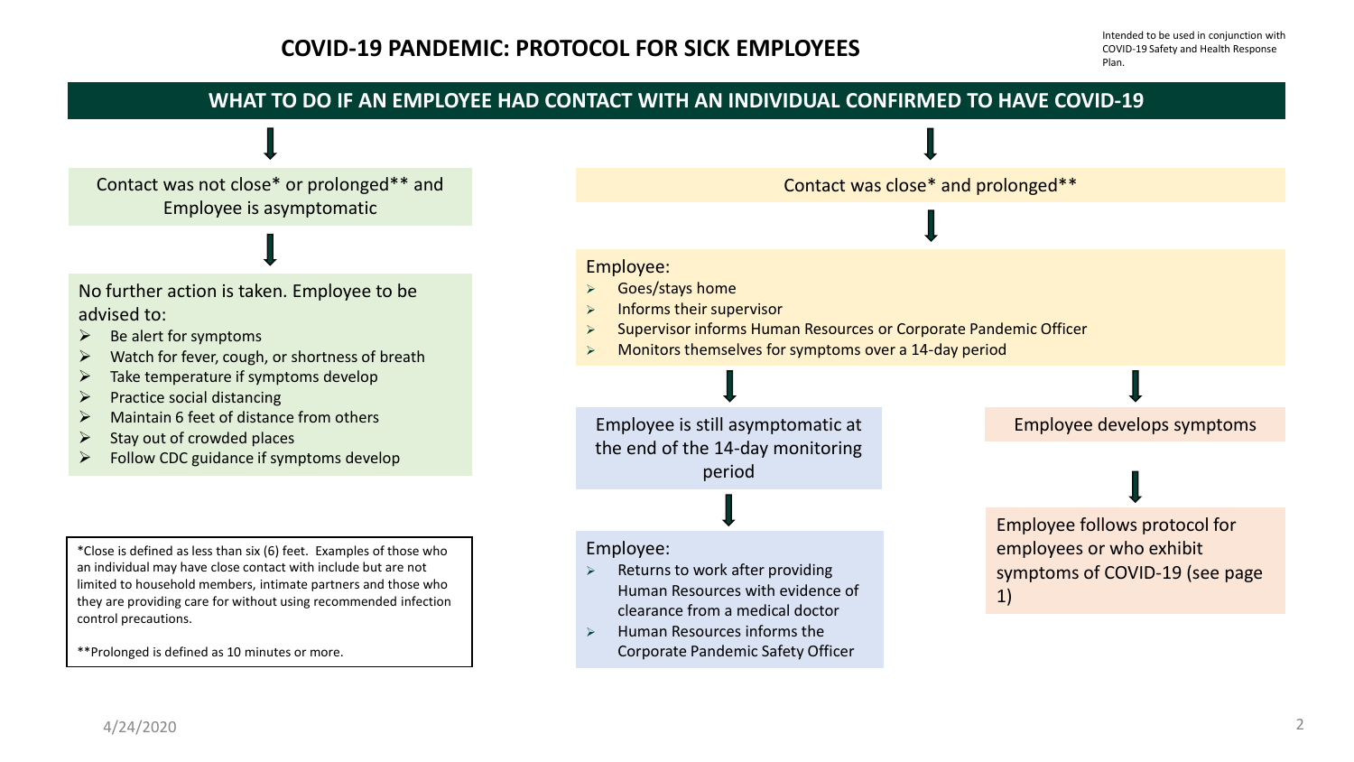# COVID-19 PANDEMIC: PROTOCOL FOR SICK EMPLOYEES

Intended to be used in conjunction with COVID-19 Safety and Health Response Plan.

## WHAT TO DO IF AN EMPLOYEE HAD CONTACT WITH AN INDIVIDUAL CONFIRMED TO HAVE COVID-19

### Contact was not close* or prolonged** and Employee is asymptomatic

No further action is taken. Employee to be advised to:

- Be alert for symptoms
- Watch for fever, cough, or shortness of breath
- Take temperature if symptoms develop
- Practice social distancing
- Maintain 6 feet of distance from others
- Stay out of crowded places
- Follow CDC guidance if symptoms develop

### Contact was close* and prolonged**

Employee:

- Goes/stays home
- Informs their supervisor
- Supervisor informs Human Resources or Corporate Pandemic Officer
- Monitors themselves for symptoms over a 14-day period

#### Employee is still asymptomatic at the end of the 14-day monitoring period

Employee:

- Returns to work after providing Human Resources with evidence of clearance from a medical doctor
- Human Resources informs the Corporate Pandemic Safety Officer

#### Employee develops symptoms

Employee follows protocol for employees or who exhibit symptoms of COVID-19 (see page 1)

---

*Close is defined as less than six (6) feet. Examples of those who an individual may have close contact with include but are not limited to household members, intimate partners and those who they are providing care for without using recommended infection control precautions.

**Prolonged is defined as 10 minutes or more.

4/24/2020